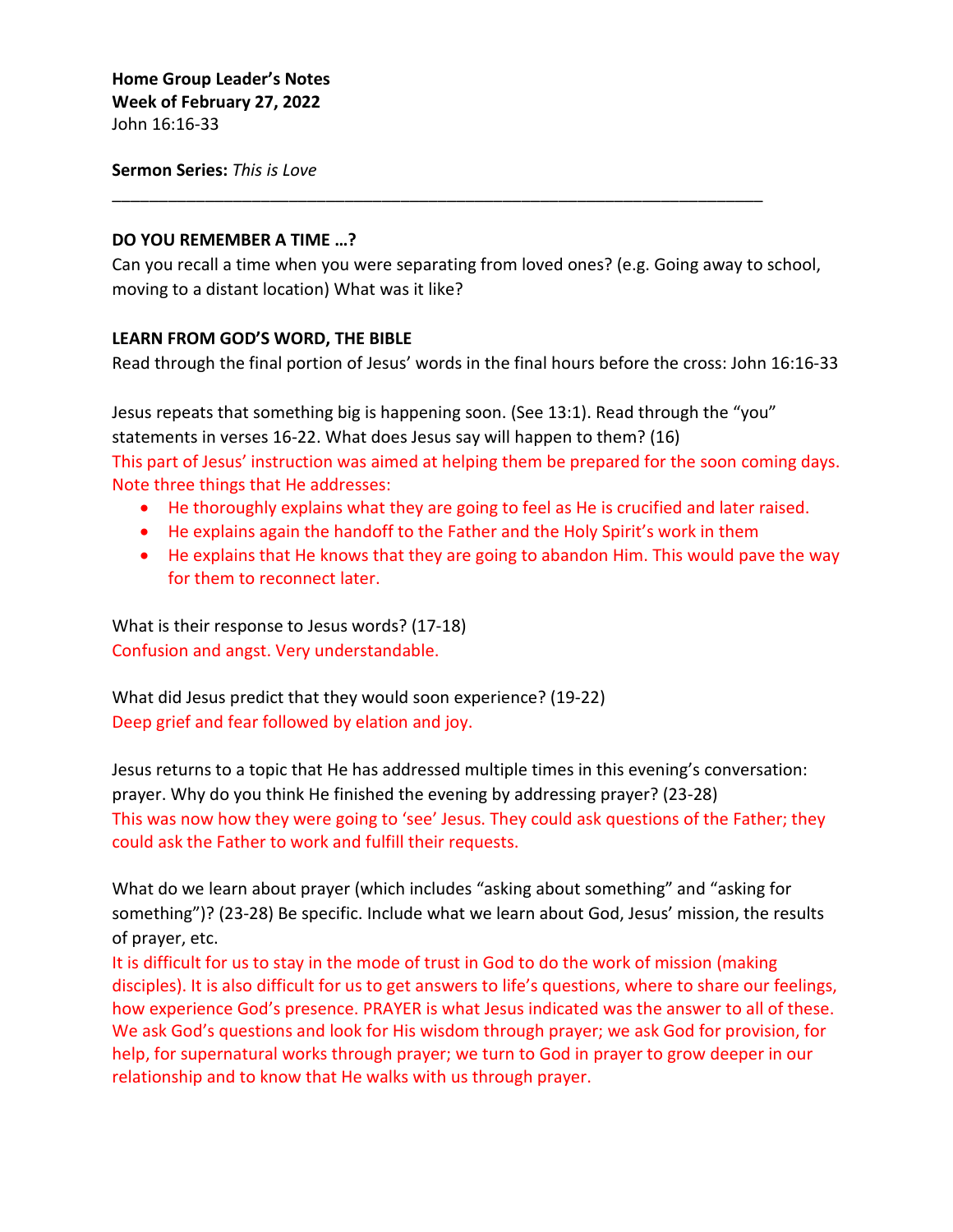**Home Group Leader's Notes**
**Week of February 27, 2022**
John 16:16-33

**Sermon Series:** *This is Love*

---

**DO YOU REMEMBER A TIME …?**

Can you recall a time when you were separating from loved ones? (e.g. Going away to school, moving to a distant location) What was it like?

**LEARN FROM GOD'S WORD, THE BIBLE**

Read through the final portion of Jesus' words in the final hours before the cross: John 16:16-33

Jesus repeats that something big is happening soon. (See 13:1). Read through the "you" statements in verses 16-22. What does Jesus say will happen to them? (16)

This part of Jesus' instruction was aimed at helping them be prepared for the soon coming days. Note three things that He addresses:

- He thoroughly explains what they are going to feel as He is crucified and later raised.
- He explains again the handoff to the Father and the Holy Spirit's work in them
- He explains that He knows that they are going to abandon Him. This would pave the way for them to reconnect later.

What is their response to Jesus words? (17-18)

Confusion and angst. Very understandable.

What did Jesus predict that they would soon experience? (19-22)

Deep grief and fear followed by elation and joy.

Jesus returns to a topic that He has addressed multiple times in this evening's conversation: prayer. Why do you think He finished the evening by addressing prayer? (23-28)

This was now how they were going to 'see' Jesus. They could ask questions of the Father; they could ask the Father to work and fulfill their requests.

What do we learn about prayer (which includes "asking about something" and "asking for something")? (23-28) Be specific. Include what we learn about God, Jesus' mission, the results of prayer, etc.

It is difficult for us to stay in the mode of trust in God to do the work of mission (making disciples). It is also difficult for us to get answers to life's questions, where to share our feelings, how experience God's presence. PRAYER is what Jesus indicated was the answer to all of these. We ask God's questions and look for His wisdom through prayer; we ask God for provision, for help, for supernatural works through prayer; we turn to God in prayer to grow deeper in our relationship and to know that He walks with us through prayer.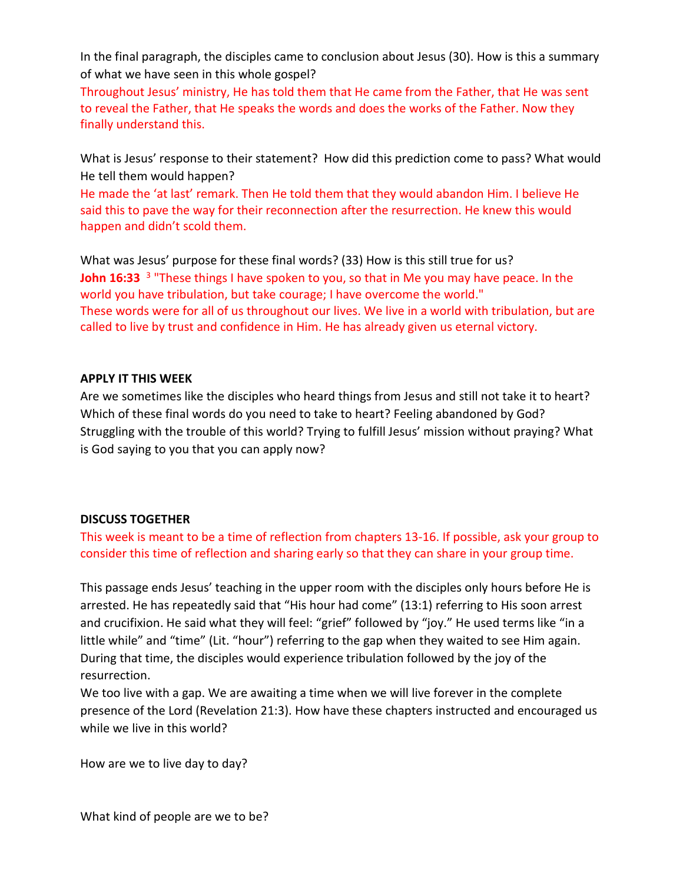In the final paragraph, the disciples came to conclusion about Jesus (30). How is this a summary of what we have seen in this whole gospel?

Throughout Jesus' ministry, He has told them that He came from the Father, that He was sent to reveal the Father, that He speaks the words and does the works of the Father. Now they finally understand this.

What is Jesus' response to their statement? How did this prediction come to pass? What would He tell them would happen?

He made the 'at last' remark. Then He told them that they would abandon Him. I believe He said this to pave the way for their reconnection after the resurrection. He knew this would happen and didn't scold them.

What was Jesus' purpose for these final words? (33) How is this still true for us?

**John 16:33** [3] "These things I have spoken to you, so that in Me you may have peace. In the world you have tribulation, but take courage; I have overcome the world."

These words were for all of us throughout our lives. We live in a world with tribulation, but are called to live by trust and confidence in Him. He has already given us eternal victory.

**APPLY IT THIS WEEK**

Are we sometimes like the disciples who heard things from Jesus and still not take it to heart? Which of these final words do you need to take to heart? Feeling abandoned by God? Struggling with the trouble of this world? Trying to fulfill Jesus' mission without praying? What is God saying to you that you can apply now?

**DISCUSS TOGETHER**

This week is meant to be a time of reflection from chapters 13-16. If possible, ask your group to consider this time of reflection and sharing early so that they can share in your group time.

This passage ends Jesus' teaching in the upper room with the disciples only hours before He is arrested. He has repeatedly said that "His hour had come" (13:1) referring to His soon arrest and crucifixion. He said what they will feel: "grief" followed by "joy." He used terms like "in a little while" and "time" (Lit. "hour") referring to the gap when they waited to see Him again. During that time, the disciples would experience tribulation followed by the joy of the resurrection.

We too live with a gap. We are awaiting a time when we will live forever in the complete presence of the Lord (Revelation 21:3). How have these chapters instructed and encouraged us while we live in this world?

How are we to live day to day?

What kind of people are we to be?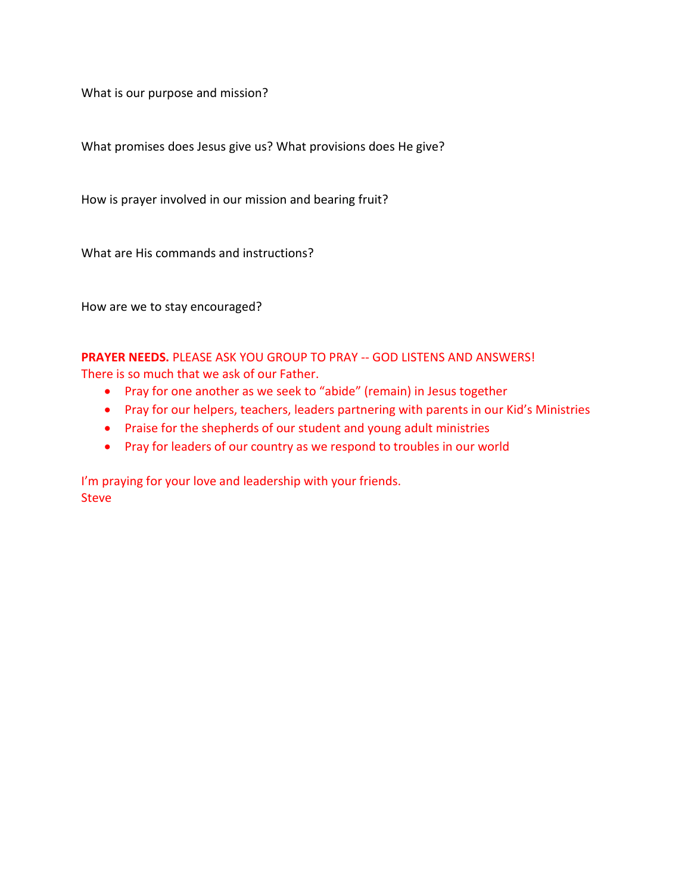What is our purpose and mission?

What promises does Jesus give us? What provisions does He give?

How is prayer involved in our mission and bearing fruit?

What are His commands and instructions?

How are we to stay encouraged?

**PRAYER NEEDS.** PLEASE ASK YOU GROUP TO PRAY -- GOD LISTENS AND ANSWERS!
There is so much that we ask of our Father.

- Pray for one another as we seek to “abide” (remain) in Jesus together
- Pray for our helpers, teachers, leaders partnering with parents in our Kid’s Ministries
- Praise for the shepherds of our student and young adult ministries
- Pray for leaders of our country as we respond to troubles in our world

I’m praying for your love and leadership with your friends.
Steve